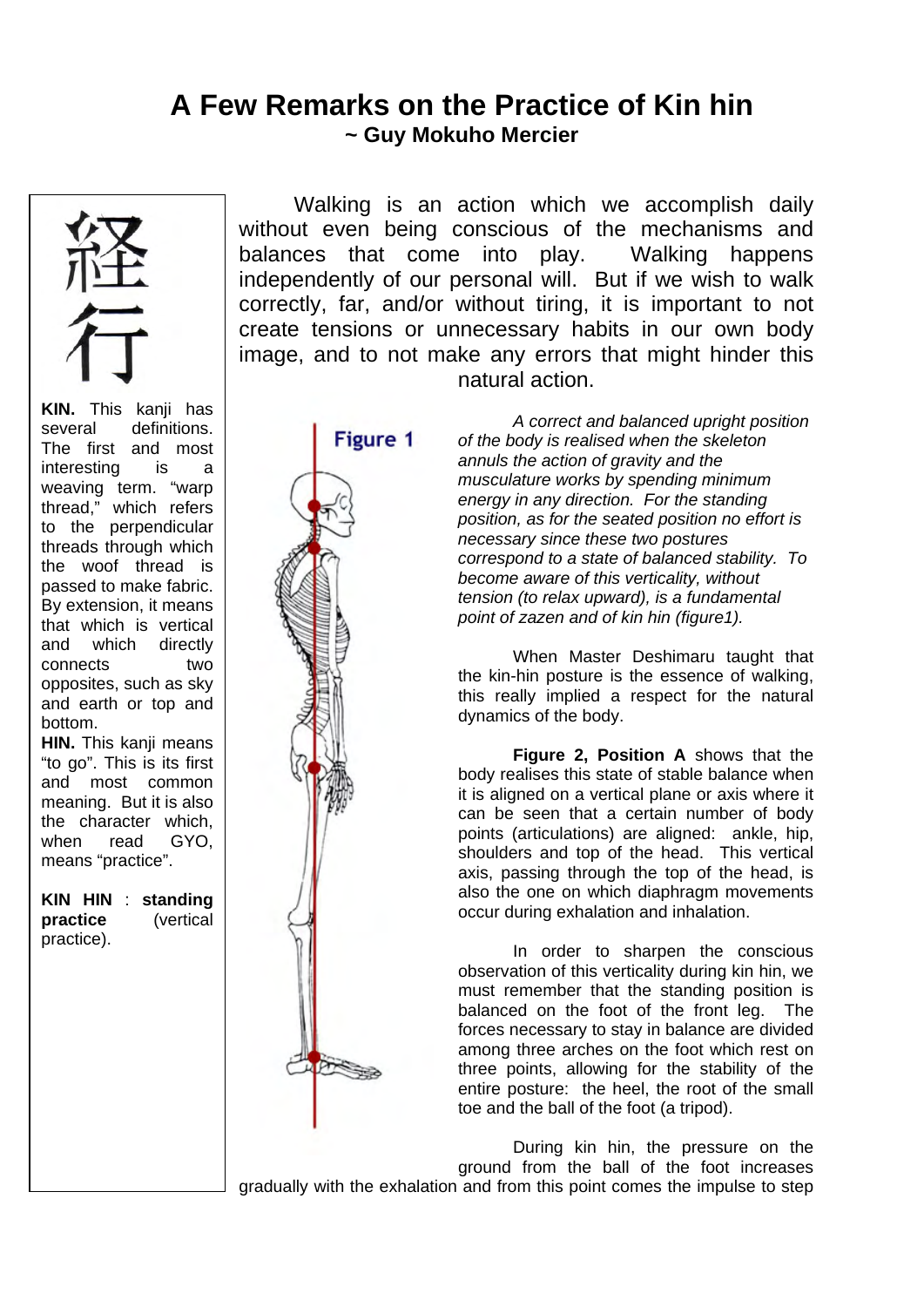# A Few Remarks on the Practice of Kin hin

**~ Guy Mokuho Mercier**

経行

**KIN.** This kanji has several definitions. The first and most interesting is a weaving term. "warp thread," which refers to the perpendicular threads through which the woof thread is passed to make fabric. By extension, it means that which is vertical and which directly connects two opposites, such as sky and earth or top and bottom.

**HIN.** This kanji means "to go". This is its first and most common meaning. But it is also the character which, when read GYO, means "practice".

**KIN HIN** : **standing practice** (vertical practice).

Walking is an action which we accomplish daily without even being conscious of the mechanisms and balances that come into play. Walking happens independently of our personal will. But if we wish to walk correctly, far, and/or without tiring, it is important to not create tensions or unnecessary habits in our own body image, and to not make any errors that might hinder this natural action.

Figure 1

*A correct and balanced upright position of the body is realised when the skeleton annuls the action of gravity and the musculature works by spending minimum energy in any direction. For the standing position, as for the seated position no effort is necessary since these two postures correspond to a state of balanced stability. To become aware of this verticality, without tension (to relax upward), is a fundamental point of zazen and of kin hin (figure1).*

When Master Deshimaru taught that the kin-hin posture is the essence of walking, this really implied a respect for the natural dynamics of the body.

**Figure 2, Position A** shows that the body realises this state of stable balance when it is aligned on a vertical plane or axis where it can be seen that a certain number of body points (articulations) are aligned: ankle, hip, shoulders and top of the head. This vertical axis, passing through the top of the head, is also the one on which diaphragm movements occur during exhalation and inhalation.

In order to sharpen the conscious observation of this verticality during kin hin, we must remember that the standing position is balanced on the foot of the front leg. The forces necessary to stay in balance are divided among three arches on the foot which rest on three points, allowing for the stability of the entire posture: the heel, the root of the small toe and the ball of the foot (a tripod).

During kin hin, the pressure on the ground from the ball of the foot increases gradually with the exhalation and from this point comes the impulse to step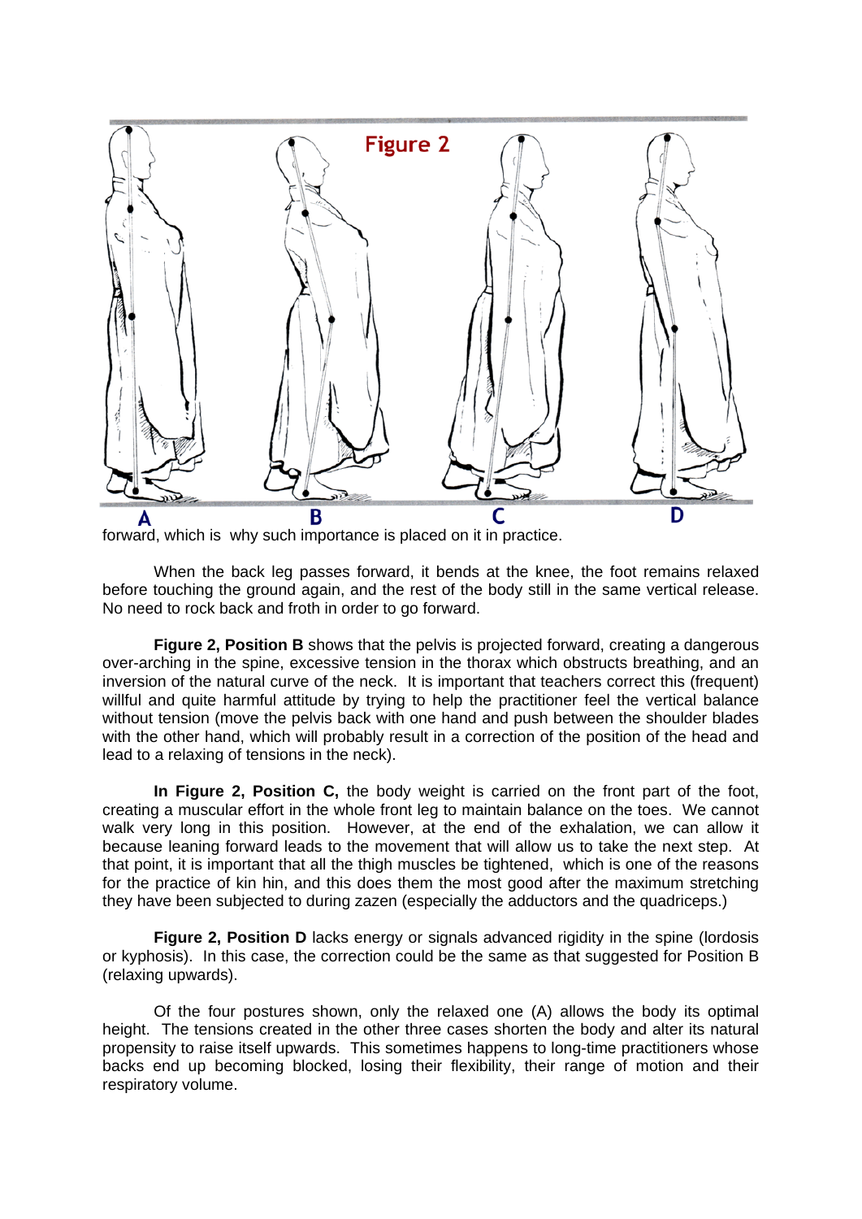forward, which is why such importance is placed on it in practice.

When the back leg passes forward, it bends at the knee, the foot remains relaxed before touching the ground again, and the rest of the body still in the same vertical release. No need to rock back and froth in order to go forward.

**Figure 2, Position B** shows that the pelvis is projected forward, creating a dangerous over-arching in the spine, excessive tension in the thorax which obstructs breathing, and an inversion of the natural curve of the neck. It is important that teachers correct this (frequent) willful and quite harmful attitude by trying to help the practitioner feel the vertical balance without tension (move the pelvis back with one hand and push between the shoulder blades with the other hand, which will probably result in a correction of the position of the head and lead to a relaxing of tensions in the neck).

**In Figure 2, Position C,** the body weight is carried on the front part of the foot, creating a muscular effort in the whole front leg to maintain balance on the toes. We cannot walk very long in this position. However, at the end of the exhalation, we can allow it because leaning forward leads to the movement that will allow us to take the next step. At that point, it is important that all the thigh muscles be tightened, which is one of the reasons for the practice of kin hin, and this does them the most good after the maximum stretching they have been subjected to during zazen (especially the adductors and the quadriceps.)

**Figure 2, Position D** lacks energy or signals advanced rigidity in the spine (lordosis or kyphosis). In this case, the correction could be the same as that suggested for Position B (relaxing upwards).

Of the four postures shown, only the relaxed one (A) allows the body its optimal height. The tensions created in the other three cases shorten the body and alter its natural propensity to raise itself upwards. This sometimes happens to long-time practitioners whose backs end up becoming blocked, losing their flexibility, their range of motion and their respiratory volume.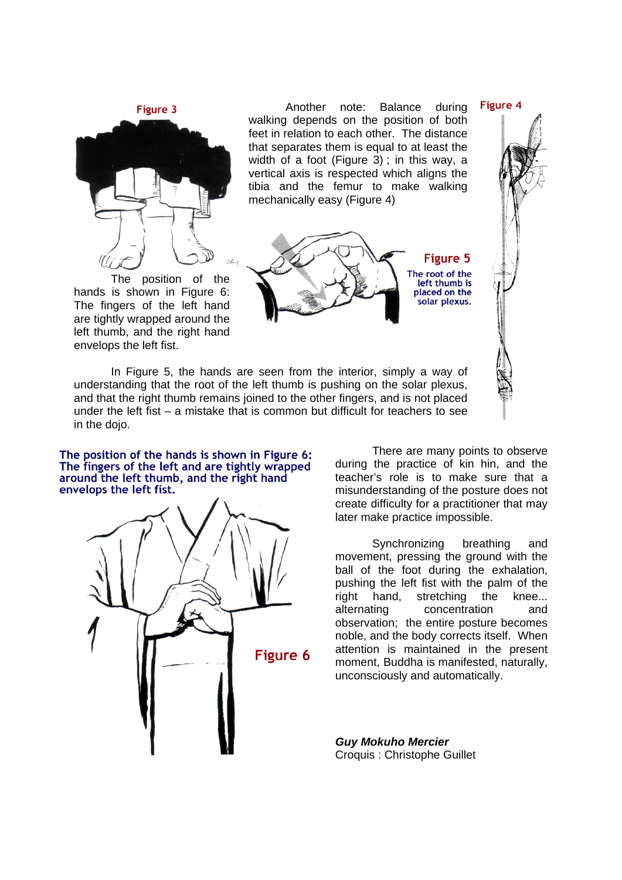Figure 3

Another note: Balance during walking depends on the position of both feet in relation to each other. The distance that separates them is equal to at least the width of a foot (Figure 3) ; in this way, a vertical axis is respected which aligns the tibia and the femur to make walking mechanically easy (Figure 4)

Figure 4

The position of the hands is shown in Figure 6: The fingers of the left hand are tightly wrapped around the left thumb, and the right hand envelops the left fist.

Figure 5

The root of the left thumb is placed on the solar plexus.

In Figure 5, the hands are seen from the interior, simply a way of understanding that the root of the left thumb is pushing on the solar plexus, and that the right thumb remains joined to the other fingers, and is not placed under the left fist – a mistake that is common but difficult for teachers to see in the dojo.

**The position of the hands is shown in Figure 6: The fingers of the left and are tightly wrapped around the left thumb, and the right hand envelops the left fist.**

Figure 6

There are many points to observe during the practice of kin hin, and the teacher's role is to make sure that a misunderstanding of the posture does not create difficulty for a practitioner that may later make practice impossible.

Synchronizing breathing and movement, pressing the ground with the ball of the foot during the exhalation, pushing the left fist with the palm of the right hand, stretching the knee... alternating concentration and observation; the entire posture becomes noble, and the body corrects itself. When attention is maintained in the present moment, Buddha is manifested, naturally, unconsciously and automatically.

***Guy Mokuho Mercier***
Croquis : Christophe Guillet